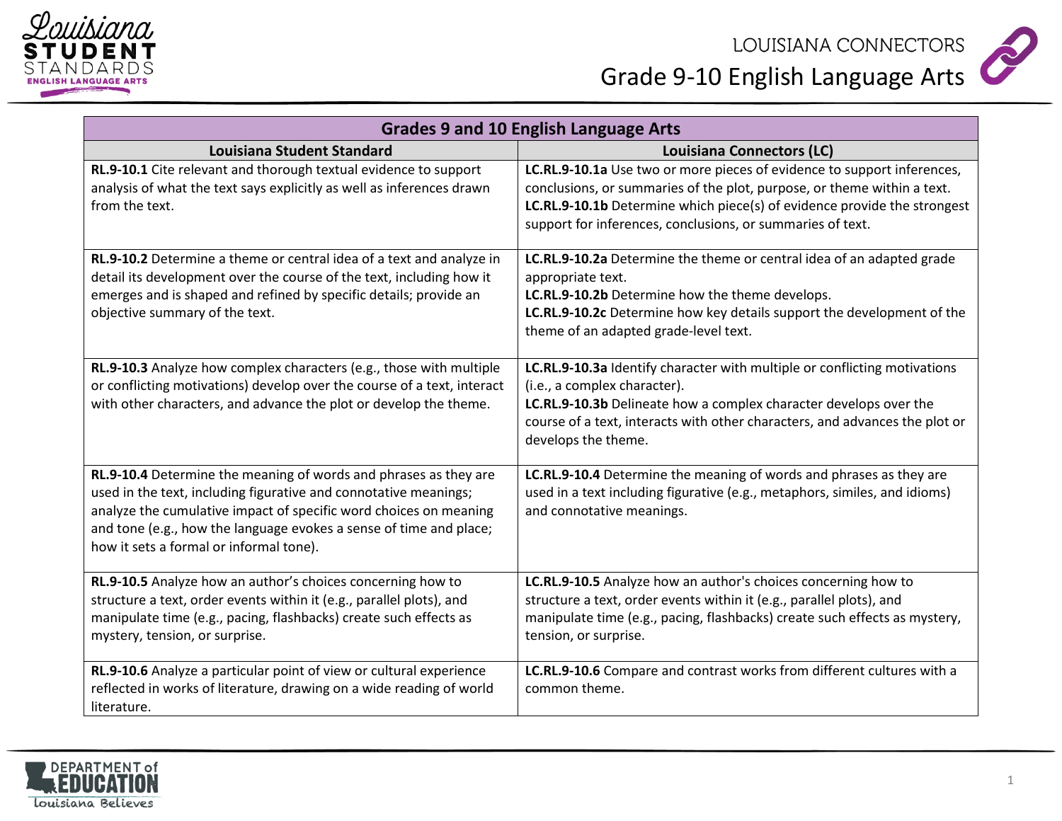# LOUISIANA CONNECTORS

## Grade 9-10 English Language Arts

| Grades 9 and 10 English Language Arts | |
|---|---|
| **Louisiana Student Standard** | **Louisiana Connectors (LC)** |
| **RL.9-10.1** Cite relevant and thorough textual evidence to support analysis of what the text says explicitly as well as inferences drawn from the text. | **LC.RL.9-10.1a** Use two or more pieces of evidence to support inferences, conclusions, or summaries of the plot, purpose, or theme within a text.<br>**LC.RL.9-10.1b** Determine which piece(s) of evidence provide the strongest support for inferences, conclusions, or summaries of text. |
| **RL.9-10.2** Determine a theme or central idea of a text and analyze in detail its development over the course of the text, including how it emerges and is shaped and refined by specific details; provide an objective summary of the text. | **LC.RL.9-10.2a** Determine the theme or central idea of an adapted grade appropriate text.<br>**LC.RL.9-10.2b** Determine how the theme develops.<br>**LC.RL.9-10.2c** Determine how key details support the development of the theme of an adapted grade-level text. |
| **RL.9-10.3** Analyze how complex characters (e.g., those with multiple or conflicting motivations) develop over the course of a text, interact with other characters, and advance the plot or develop the theme. | **LC.RL.9-10.3a** Identify character with multiple or conflicting motivations (i.e., a complex character).<br>**LC.RL.9-10.3b** Delineate how a complex character develops over the course of a text, interacts with other characters, and advances the plot or develops the theme. |
| **RL.9-10.4** Determine the meaning of words and phrases as they are used in the text, including figurative and connotative meanings; analyze the cumulative impact of specific word choices on meaning and tone (e.g., how the language evokes a sense of time and place; how it sets a formal or informal tone). | **LC.RL.9-10.4** Determine the meaning of words and phrases as they are used in a text including figurative (e.g., metaphors, similes, and idioms) and connotative meanings. |
| **RL.9-10.5** Analyze how an author's choices concerning how to structure a text, order events within it (e.g., parallel plots), and manipulate time (e.g., pacing, flashbacks) create such effects as mystery, tension, or surprise. | **LC.RL.9-10.5** Analyze how an author's choices concerning how to structure a text, order events within it (e.g., parallel plots), and manipulate time (e.g., pacing, flashbacks) create such effects as mystery, tension, or surprise. |
| **RL.9-10.6** Analyze a particular point of view or cultural experience reflected in works of literature, drawing on a wide reading of world literature. | **LC.RL.9-10.6** Compare and contrast works from different cultures with a common theme. |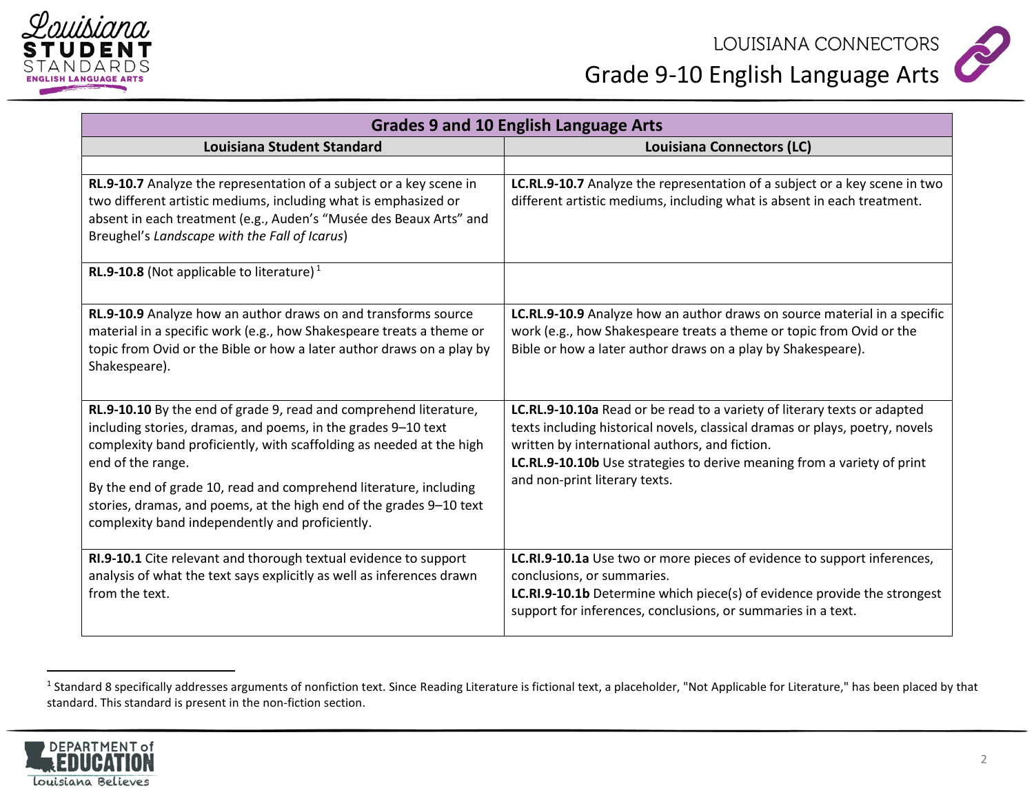| Grades 9 and 10 English Language Arts | |
|---|---|
| **Louisiana Student Standard** | **Louisiana Connectors (LC)** |
| | |
| **RL.9-10.7** Analyze the representation of a subject or a key scene in two different artistic mediums, including what is emphasized or absent in each treatment (e.g., Auden's "Musée des Beaux Arts" and Breughel's *Landscape with the Fall of Icarus*) | **LC.RL.9-10.7** Analyze the representation of a subject or a key scene in two different artistic mediums, including what is absent in each treatment. |
| **RL.9-10.8** (Not applicable to literature) [1] | |
| **RL.9-10.9** Analyze how an author draws on and transforms source material in a specific work (e.g., how Shakespeare treats a theme or topic from Ovid or the Bible or how a later author draws on a play by Shakespeare). | **LC.RL.9-10.9** Analyze how an author draws on source material in a specific work (e.g., how Shakespeare treats a theme or topic from Ovid or the Bible or how a later author draws on a play by Shakespeare). |
| **RL.9-10.10** By the end of grade 9, read and comprehend literature, including stories, dramas, and poems, in the grades 9–10 text complexity band proficiently, with scaffolding as needed at the high end of the range.<br><br>By the end of grade 10, read and comprehend literature, including stories, dramas, and poems, at the high end of the grades 9–10 text complexity band independently and proficiently. | **LC.RL.9-10.10a** Read or be read to a variety of literary texts or adapted texts including historical novels, classical dramas or plays, poetry, novels written by international authors, and fiction.<br>**LC.RL.9-10.10b** Use strategies to derive meaning from a variety of print and non-print literary texts. |
| **RI.9-10.1** Cite relevant and thorough textual evidence to support analysis of what the text says explicitly as well as inferences drawn from the text. | **LC.RI.9-10.1a** Use two or more pieces of evidence to support inferences, conclusions, or summaries.<br>**LC.RI.9-10.1b** Determine which piece(s) of evidence provide the strongest support for inferences, conclusions, or summaries in a text. |

[1] Standard 8 specifically addresses arguments of nonfiction text. Since Reading Literature is fictional text, a placeholder, "Not Applicable for Literature," has been placed by that standard. This standard is present in the non-fiction section.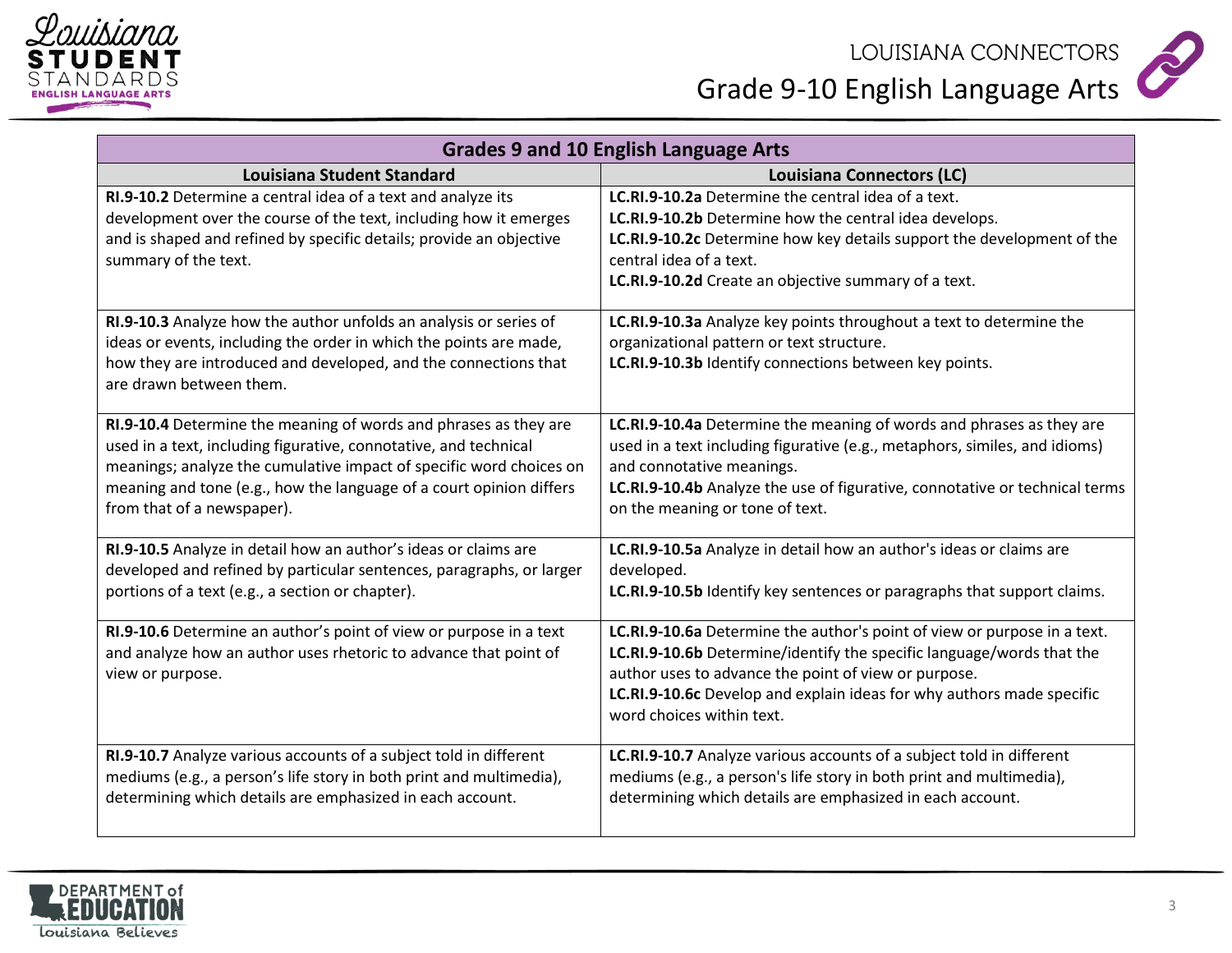| Grades 9 and 10 English Language Arts | |
|---|---|
| **Louisiana Student Standard** | **Louisiana Connectors (LC)** |
| **RI.9-10.2** Determine a central idea of a text and analyze its development over the course of the text, including how it emerges and is shaped and refined by specific details; provide an objective summary of the text. | **LC.RI.9-10.2a** Determine the central idea of a text.<br>**LC.RI.9-10.2b** Determine how the central idea develops.<br>**LC.RI.9-10.2c** Determine how key details support the development of the central idea of a text.<br>**LC.RI.9-10.2d** Create an objective summary of a text. |
| **RI.9-10.3** Analyze how the author unfolds an analysis or series of ideas or events, including the order in which the points are made, how they are introduced and developed, and the connections that are drawn between them. | **LC.RI.9-10.3a** Analyze key points throughout a text to determine the organizational pattern or text structure.<br>**LC.RI.9-10.3b** Identify connections between key points. |
| **RI.9-10.4** Determine the meaning of words and phrases as they are used in a text, including figurative, connotative, and technical meanings; analyze the cumulative impact of specific word choices on meaning and tone (e.g., how the language of a court opinion differs from that of a newspaper). | **LC.RI.9-10.4a** Determine the meaning of words and phrases as they are used in a text including figurative (e.g., metaphors, similes, and idioms) and connotative meanings.<br>**LC.RI.9-10.4b** Analyze the use of figurative, connotative or technical terms on the meaning or tone of text. |
| **RI.9-10.5** Analyze in detail how an author's ideas or claims are developed and refined by particular sentences, paragraphs, or larger portions of a text (e.g., a section or chapter). | **LC.RI.9-10.5a** Analyze in detail how an author's ideas or claims are developed.<br>**LC.RI.9-10.5b** Identify key sentences or paragraphs that support claims. |
| **RI.9-10.6** Determine an author's point of view or purpose in a text and analyze how an author uses rhetoric to advance that point of view or purpose. | **LC.RI.9-10.6a** Determine the author's point of view or purpose in a text.<br>**LC.RI.9-10.6b** Determine/identify the specific language/words that the author uses to advance the point of view or purpose.<br>**LC.RI.9-10.6c** Develop and explain ideas for why authors made specific word choices within text. |
| **RI.9-10.7** Analyze various accounts of a subject told in different mediums (e.g., a person's life story in both print and multimedia), determining which details are emphasized in each account. | **LC.RI.9-10.7** Analyze various accounts of a subject told in different mediums (e.g., a person's life story in both print and multimedia), determining which details are emphasized in each account. |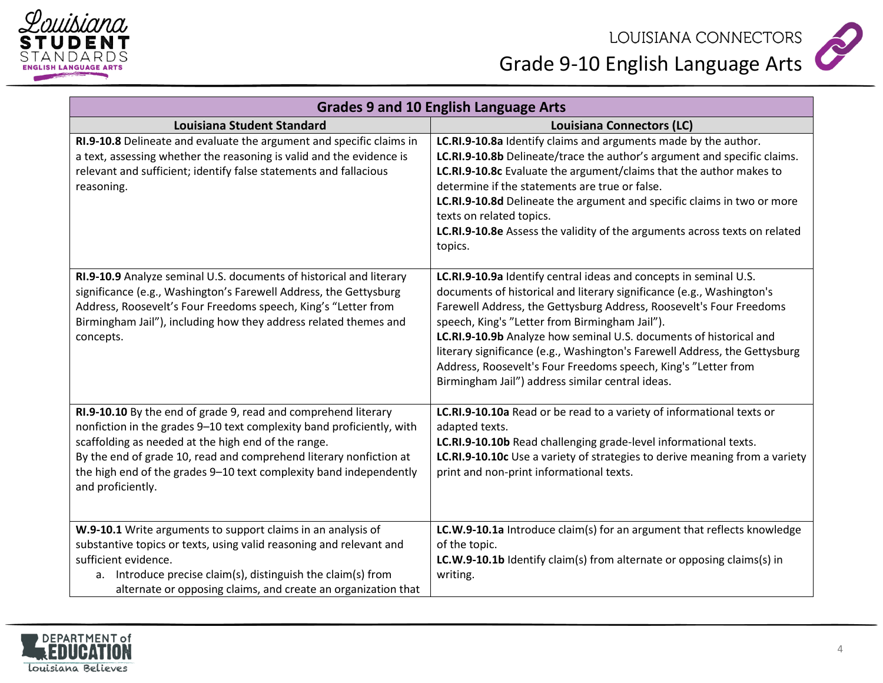| Grades 9 and 10 English Language Arts | |
|---|---|
| **Louisiana Student Standard** | **Louisiana Connectors (LC)** |
| **RI.9-10.8** Delineate and evaluate the argument and specific claims in a text, assessing whether the reasoning is valid and the evidence is relevant and sufficient; identify false statements and fallacious reasoning. | **LC.RI.9-10.8a** Identify claims and arguments made by the author.<br>**LC.RI.9-10.8b** Delineate/trace the author's argument and specific claims.<br>**LC.RI.9-10.8c** Evaluate the argument/claims that the author makes to determine if the statements are true or false.<br>**LC.RI.9-10.8d** Delineate the argument and specific claims in two or more texts on related topics.<br>**LC.RI.9-10.8e** Assess the validity of the arguments across texts on related topics. |
| **RI.9-10.9** Analyze seminal U.S. documents of historical and literary significance (e.g., Washington's Farewell Address, the Gettysburg Address, Roosevelt's Four Freedoms speech, King's "Letter from Birmingham Jail"), including how they address related themes and concepts. | **LC.RI.9-10.9a** Identify central ideas and concepts in seminal U.S. documents of historical and literary significance (e.g., Washington's Farewell Address, the Gettysburg Address, Roosevelt's Four Freedoms speech, King's "Letter from Birmingham Jail").<br>**LC.RI.9-10.9b** Analyze how seminal U.S. documents of historical and literary significance (e.g., Washington's Farewell Address, the Gettysburg Address, Roosevelt's Four Freedoms speech, King's "Letter from Birmingham Jail") address similar central ideas. |
| **RI.9-10.10** By the end of grade 9, read and comprehend literary nonfiction in the grades 9–10 text complexity band proficiently, with scaffolding as needed at the high end of the range.<br>By the end of grade 10, read and comprehend literary nonfiction at the high end of the grades 9–10 text complexity band independently and proficiently. | **LC.RI.9-10.10a** Read or be read to a variety of informational texts or adapted texts.<br>**LC.RI.9-10.10b** Read challenging grade-level informational texts.<br>**LC.RI.9-10.10c** Use a variety of strategies to derive meaning from a variety print and non-print informational texts. |
| **W.9-10.1** Write arguments to support claims in an analysis of substantive topics or texts, using valid reasoning and relevant and sufficient evidence.<br>a. Introduce precise claim(s), distinguish the claim(s) from alternate or opposing claims, and create an organization that | **LC.W.9-10.1a** Introduce claim(s) for an argument that reflects knowledge of the topic.<br>**LC.W.9-10.1b** Identify claim(s) from alternate or opposing claims(s) in writing. |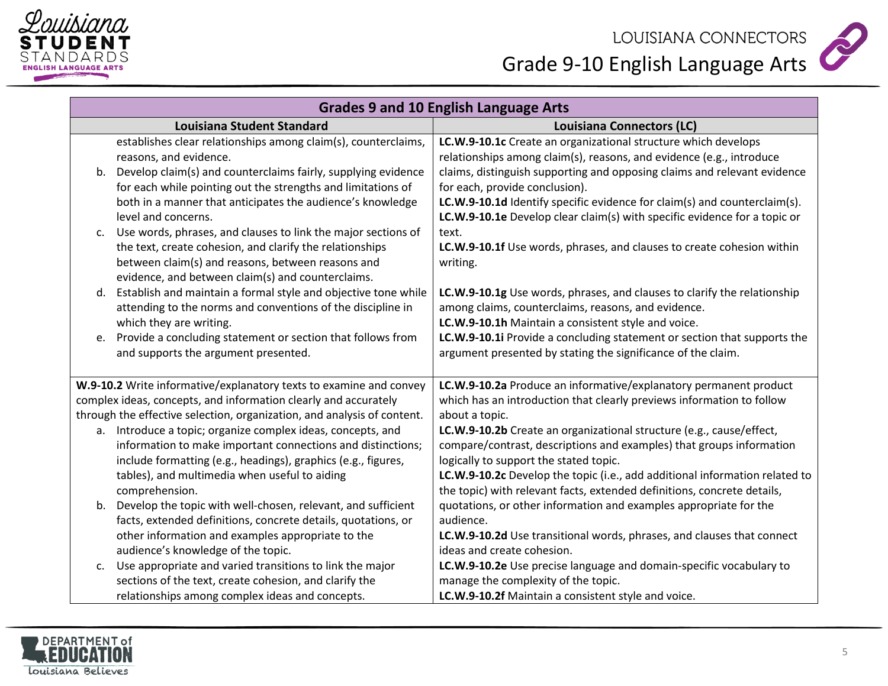| Grades 9 and 10 English Language Arts | |
|---|---|
| **Louisiana Student Standard** | **Louisiana Connectors (LC)** |
| establishes clear relationships among claim(s), counterclaims, reasons, and evidence.<br>b. Develop claim(s) and counterclaims fairly, supplying evidence for each while pointing out the strengths and limitations of both in a manner that anticipates the audience's knowledge level and concerns.<br>c. Use words, phrases, and clauses to link the major sections of the text, create cohesion, and clarify the relationships between claim(s) and reasons, between reasons and evidence, and between claim(s) and counterclaims.<br>d. Establish and maintain a formal style and objective tone while attending to the norms and conventions of the discipline in which they are writing.<br>e. Provide a concluding statement or section that follows from and supports the argument presented. | **LC.W.9-10.1c** Create an organizational structure which develops relationships among claim(s), reasons, and evidence (e.g., introduce claims, distinguish supporting and opposing claims and relevant evidence for each, provide conclusion).<br>**LC.W.9-10.1d** Identify specific evidence for claim(s) and counterclaim(s).<br>**LC.W.9-10.1e** Develop clear claim(s) with specific evidence for a topic or text.<br>**LC.W.9-10.1f** Use words, phrases, and clauses to create cohesion within writing.<br>**LC.W.9-10.1g** Use words, phrases, and clauses to clarify the relationship among claims, counterclaims, reasons, and evidence.<br>**LC.W.9-10.1h** Maintain a consistent style and voice.<br>**LC.W.9-10.1i** Provide a concluding statement or section that supports the argument presented by stating the significance of the claim. |
| **W.9-10.2** Write informative/explanatory texts to examine and convey complex ideas, concepts, and information clearly and accurately through the effective selection, organization, and analysis of content.<br>a. Introduce a topic; organize complex ideas, concepts, and information to make important connections and distinctions; include formatting (e.g., headings), graphics (e.g., figures, tables), and multimedia when useful to aiding comprehension.<br>b. Develop the topic with well-chosen, relevant, and sufficient facts, extended definitions, concrete details, quotations, or other information and examples appropriate to the audience's knowledge of the topic.<br>c. Use appropriate and varied transitions to link the major sections of the text, create cohesion, and clarify the relationships among complex ideas and concepts. | **LC.W.9-10.2a** Produce an informative/explanatory permanent product which has an introduction that clearly previews information to follow about a topic.<br>**LC.W.9-10.2b** Create an organizational structure (e.g., cause/effect, compare/contrast, descriptions and examples) that groups information logically to support the stated topic.<br>**LC.W.9-10.2c** Develop the topic (i.e., add additional information related to the topic) with relevant facts, extended definitions, concrete details, quotations, or other information and examples appropriate for the audience.<br>**LC.W.9-10.2d** Use transitional words, phrases, and clauses that connect ideas and create cohesion.<br>**LC.W.9-10.2e** Use precise language and domain-specific vocabulary to manage the complexity of the topic.<br>**LC.W.9-10.2f** Maintain a consistent style and voice. |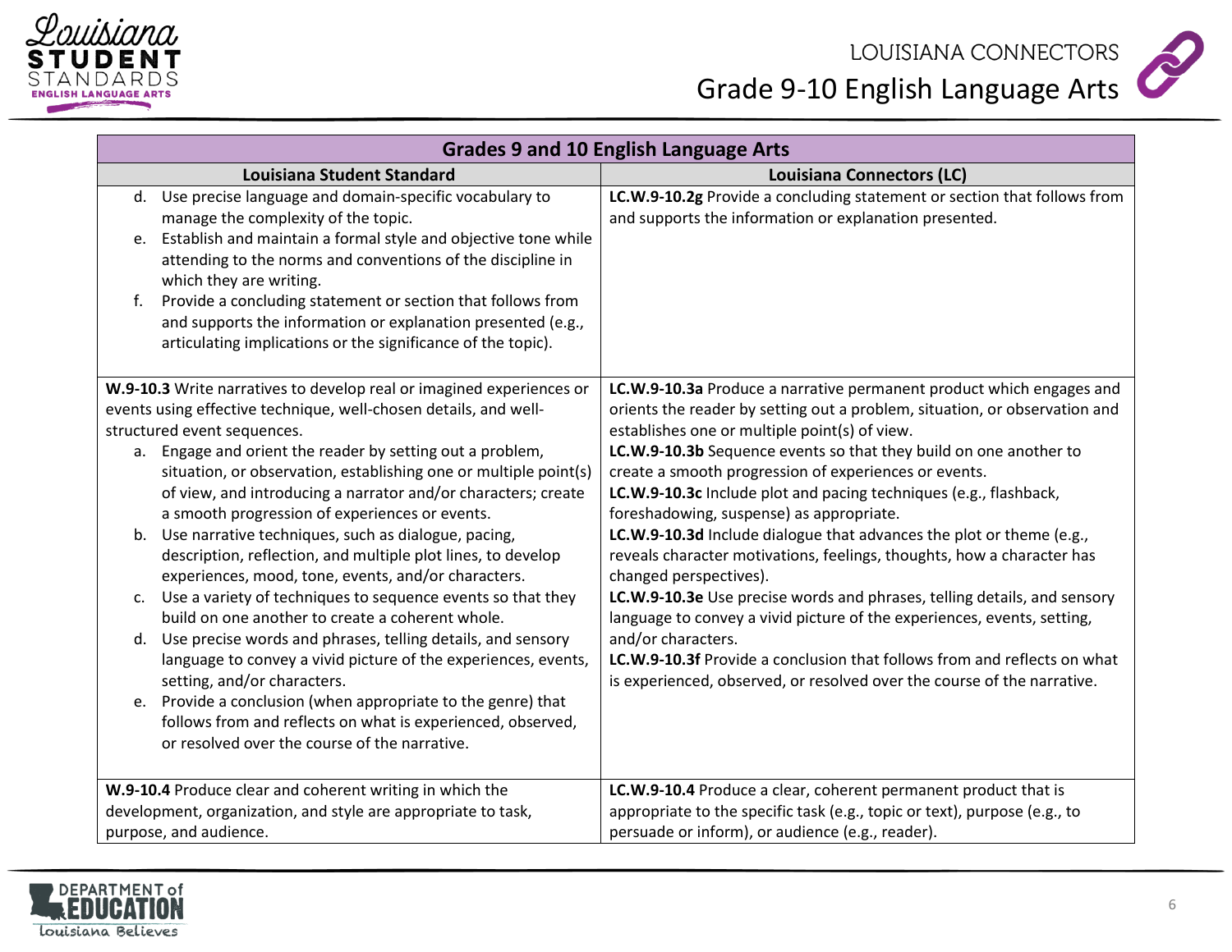| Grades 9 and 10 English Language Arts | |
|---|---|
| **Louisiana Student Standard** | **Louisiana Connectors (LC)** |
| d. Use precise language and domain-specific vocabulary to manage the complexity of the topic.<br>e. Establish and maintain a formal style and objective tone while attending to the norms and conventions of the discipline in which they are writing.<br>f. Provide a concluding statement or section that follows from and supports the information or explanation presented (e.g., articulating implications or the significance of the topic). | **LC.W.9-10.2g** Provide a concluding statement or section that follows from and supports the information or explanation presented. |
| **W.9-10.3** Write narratives to develop real or imagined experiences or events using effective technique, well-chosen details, and well-structured event sequences.<br>a. Engage and orient the reader by setting out a problem, situation, or observation, establishing one or multiple point(s) of view, and introducing a narrator and/or characters; create a smooth progression of experiences or events.<br>b. Use narrative techniques, such as dialogue, pacing, description, reflection, and multiple plot lines, to develop experiences, mood, tone, events, and/or characters.<br>c. Use a variety of techniques to sequence events so that they build on one another to create a coherent whole.<br>d. Use precise words and phrases, telling details, and sensory language to convey a vivid picture of the experiences, events, setting, and/or characters.<br>e. Provide a conclusion (when appropriate to the genre) that follows from and reflects on what is experienced, observed, or resolved over the course of the narrative. | **LC.W.9-10.3a** Produce a narrative permanent product which engages and orients the reader by setting out a problem, situation, or observation and establishes one or multiple point(s) of view.<br>**LC.W.9-10.3b** Sequence events so that they build on one another to create a smooth progression of experiences or events.<br>**LC.W.9-10.3c** Include plot and pacing techniques (e.g., flashback, foreshadowing, suspense) as appropriate.<br>**LC.W.9-10.3d** Include dialogue that advances the plot or theme (e.g., reveals character motivations, feelings, thoughts, how a character has changed perspectives).<br>**LC.W.9-10.3e** Use precise words and phrases, telling details, and sensory language to convey a vivid picture of the experiences, events, setting, and/or characters.<br>**LC.W.9-10.3f** Provide a conclusion that follows from and reflects on what is experienced, observed, or resolved over the course of the narrative. |
| **W.9-10.4** Produce clear and coherent writing in which the development, organization, and style are appropriate to task, purpose, and audience. | **LC.W.9-10.4** Produce a clear, coherent permanent product that is appropriate to the specific task (e.g., topic or text), purpose (e.g., to persuade or inform), or audience (e.g., reader). |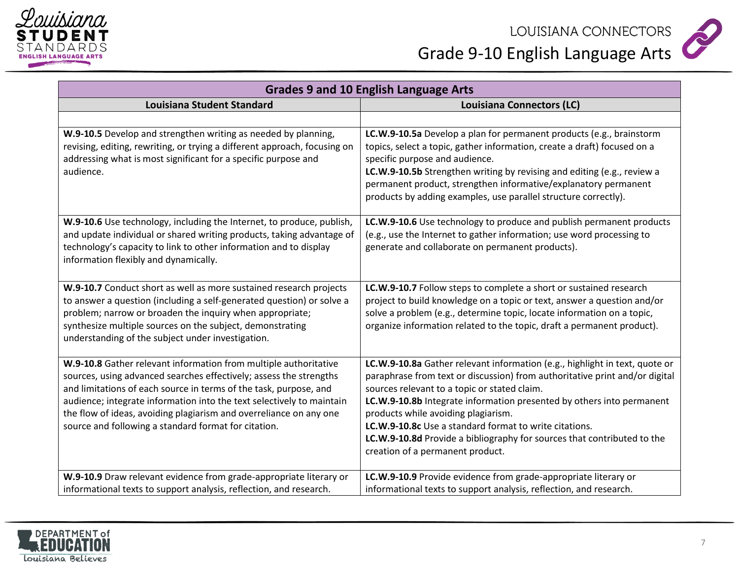| Grades 9 and 10 English Language Arts | |
|---|---|
| **Louisiana Student Standard** | **Louisiana Connectors (LC)** |
| | |
| **W.9-10.5** Develop and strengthen writing as needed by planning, revising, editing, rewriting, or trying a different approach, focusing on addressing what is most significant for a specific purpose and audience. | **LC.W.9-10.5a** Develop a plan for permanent products (e.g., brainstorm topics, select a topic, gather information, create a draft) focused on a specific purpose and audience.<br>**LC.W.9-10.5b** Strengthen writing by revising and editing (e.g., review a permanent product, strengthen informative/explanatory permanent products by adding examples, use parallel structure correctly). |
| **W.9-10.6** Use technology, including the Internet, to produce, publish, and update individual or shared writing products, taking advantage of technology's capacity to link to other information and to display information flexibly and dynamically. | **LC.W.9-10.6** Use technology to produce and publish permanent products (e.g., use the Internet to gather information; use word processing to generate and collaborate on permanent products). |
| **W.9-10.7** Conduct short as well as more sustained research projects to answer a question (including a self-generated question) or solve a problem; narrow or broaden the inquiry when appropriate; synthesize multiple sources on the subject, demonstrating understanding of the subject under investigation. | **LC.W.9-10.7** Follow steps to complete a short or sustained research project to build knowledge on a topic or text, answer a question and/or solve a problem (e.g., determine topic, locate information on a topic, organize information related to the topic, draft a permanent product). |
| **W.9-10.8** Gather relevant information from multiple authoritative sources, using advanced searches effectively; assess the strengths and limitations of each source in terms of the task, purpose, and audience; integrate information into the text selectively to maintain the flow of ideas, avoiding plagiarism and overreliance on any one source and following a standard format for citation. | **LC.W.9-10.8a** Gather relevant information (e.g., highlight in text, quote or paraphrase from text or discussion) from authoritative print and/or digital sources relevant to a topic or stated claim.<br>**LC.W.9-10.8b** Integrate information presented by others into permanent products while avoiding plagiarism.<br>**LC.W.9-10.8c** Use a standard format to write citations.<br>**LC.W.9-10.8d** Provide a bibliography for sources that contributed to the creation of a permanent product. |
| **W.9-10.9** Draw relevant evidence from grade-appropriate literary or informational texts to support analysis, reflection, and research. | **LC.W.9-10.9** Provide evidence from grade-appropriate literary or informational texts to support analysis, reflection, and research. |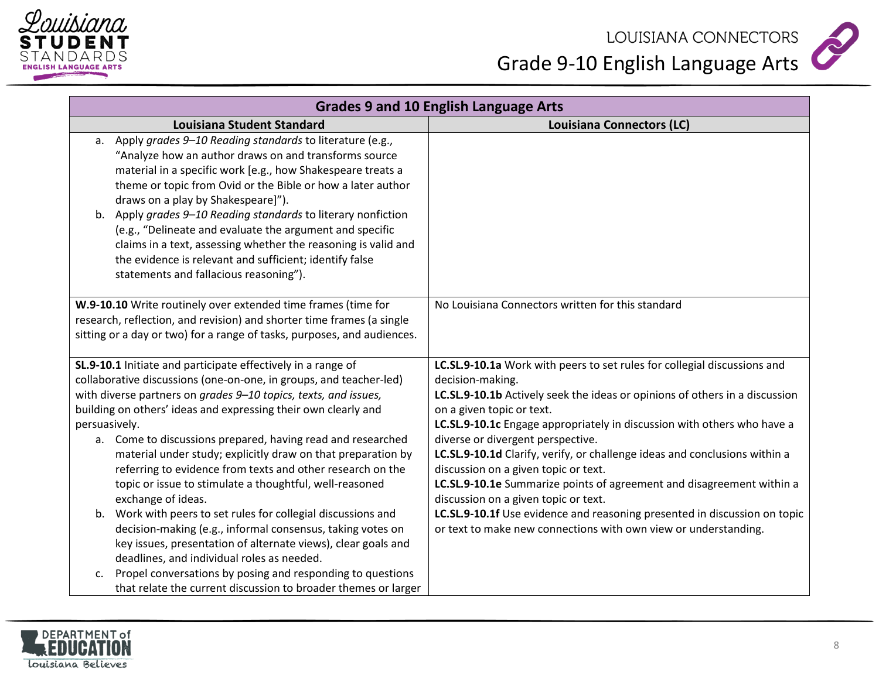| Grades 9 and 10 English Language Arts | |
|---|---|
| **Louisiana Student Standard** | **Louisiana Connectors (LC)** |
| a. Apply *grades 9–10 Reading standards* to literature (e.g., "Analyze how an author draws on and transforms source material in a specific work [e.g., how Shakespeare treats a theme or topic from Ovid or the Bible or how a later author draws on a play by Shakespeare]").<br>b. Apply *grades 9–10 Reading standards* to literary nonfiction (e.g., "Delineate and evaluate the argument and specific claims in a text, assessing whether the reasoning is valid and the evidence is relevant and sufficient; identify false statements and fallacious reasoning"). | |
| **W.9-10.10** Write routinely over extended time frames (time for research, reflection, and revision) and shorter time frames (a single sitting or a day or two) for a range of tasks, purposes, and audiences. | No Louisiana Connectors written for this standard |
| **SL.9-10.1** Initiate and participate effectively in a range of collaborative discussions (one-on-one, in groups, and teacher-led) with diverse partners on *grades 9–10 topics, texts, and issues,* building on others' ideas and expressing their own clearly and persuasively.<br>a. Come to discussions prepared, having read and researched material under study; explicitly draw on that preparation by referring to evidence from texts and other research on the topic or issue to stimulate a thoughtful, well-reasoned exchange of ideas.<br>b. Work with peers to set rules for collegial discussions and decision-making (e.g., informal consensus, taking votes on key issues, presentation of alternate views), clear goals and deadlines, and individual roles as needed.<br>c. Propel conversations by posing and responding to questions that relate the current discussion to broader themes or larger | **LC.SL.9-10.1a** Work with peers to set rules for collegial discussions and decision-making.<br>**LC.SL.9-10.1b** Actively seek the ideas or opinions of others in a discussion on a given topic or text.<br>**LC.SL.9-10.1c** Engage appropriately in discussion with others who have a diverse or divergent perspective.<br>**LC.SL.9-10.1d** Clarify, verify, or challenge ideas and conclusions within a discussion on a given topic or text.<br>**LC.SL.9-10.1e** Summarize points of agreement and disagreement within a discussion on a given topic or text.<br>**LC.SL.9-10.1f** Use evidence and reasoning presented in discussion on topic or text to make new connections with own view or understanding. |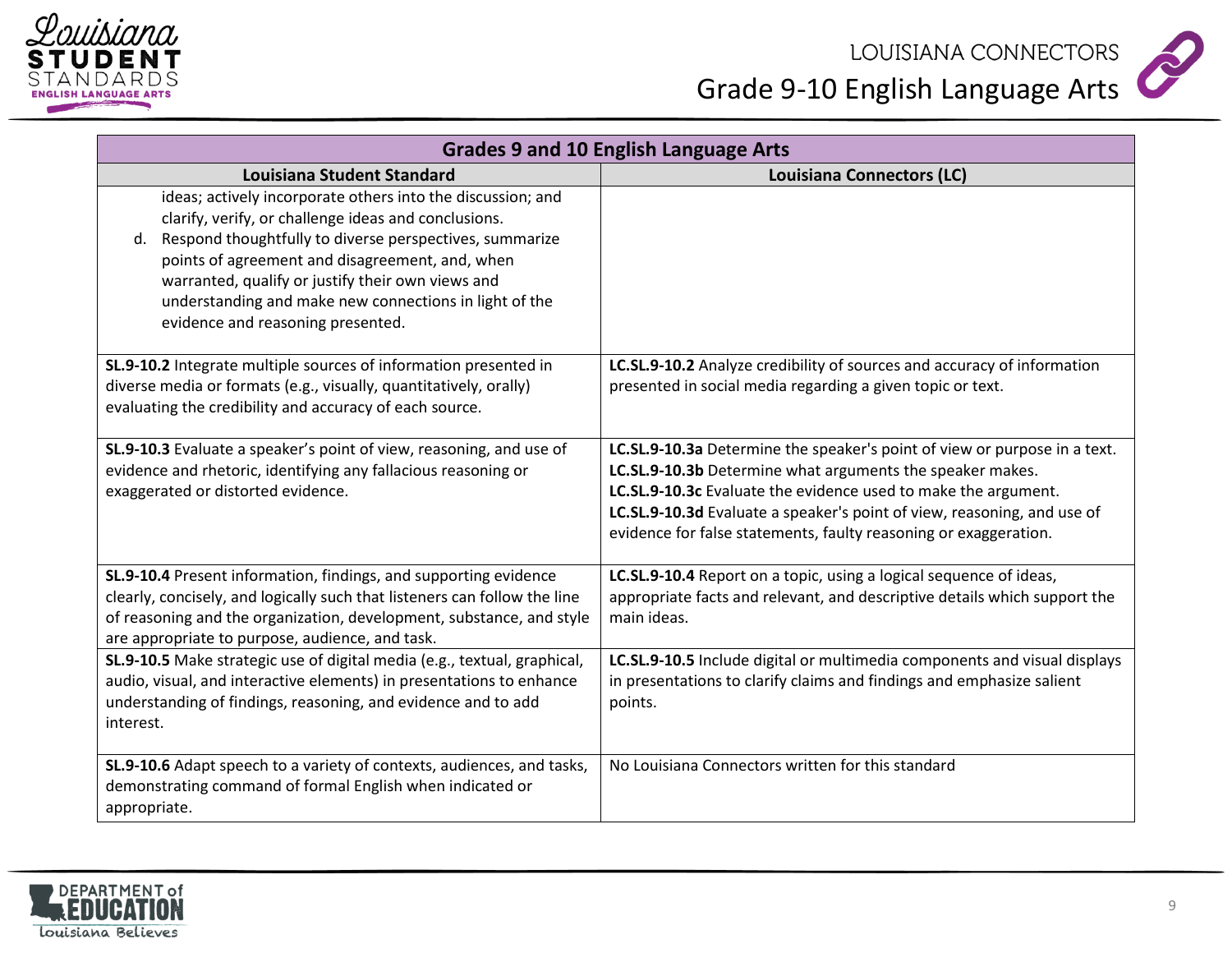| Grades 9 and 10 English Language Arts | |
|---|---|
| **Louisiana Student Standard** | **Louisiana Connectors (LC)** |
| ideas; actively incorporate others into the discussion; and clarify, verify, or challenge ideas and conclusions.<br>d. Respond thoughtfully to diverse perspectives, summarize points of agreement and disagreement, and, when warranted, qualify or justify their own views and understanding and make new connections in light of the evidence and reasoning presented. | |
| **SL.9-10.2** Integrate multiple sources of information presented in diverse media or formats (e.g., visually, quantitatively, orally) evaluating the credibility and accuracy of each source. | **LC.SL.9-10.2** Analyze credibility of sources and accuracy of information presented in social media regarding a given topic or text. |
| **SL.9-10.3** Evaluate a speaker's point of view, reasoning, and use of evidence and rhetoric, identifying any fallacious reasoning or exaggerated or distorted evidence. | **LC.SL.9-10.3a** Determine the speaker's point of view or purpose in a text.<br>**LC.SL.9-10.3b** Determine what arguments the speaker makes.<br>**LC.SL.9-10.3c** Evaluate the evidence used to make the argument.<br>**LC.SL.9-10.3d** Evaluate a speaker's point of view, reasoning, and use of evidence for false statements, faulty reasoning or exaggeration. |
| **SL.9-10.4** Present information, findings, and supporting evidence clearly, concisely, and logically such that listeners can follow the line of reasoning and the organization, development, substance, and style are appropriate to purpose, audience, and task. | **LC.SL.9-10.4** Report on a topic, using a logical sequence of ideas, appropriate facts and relevant, and descriptive details which support the main ideas. |
| **SL.9-10.5** Make strategic use of digital media (e.g., textual, graphical, audio, visual, and interactive elements) in presentations to enhance understanding of findings, reasoning, and evidence and to add interest. | **LC.SL.9-10.5** Include digital or multimedia components and visual displays in presentations to clarify claims and findings and emphasize salient points. |
| **SL.9-10.6** Adapt speech to a variety of contexts, audiences, and tasks, demonstrating command of formal English when indicated or appropriate. | No Louisiana Connectors written for this standard |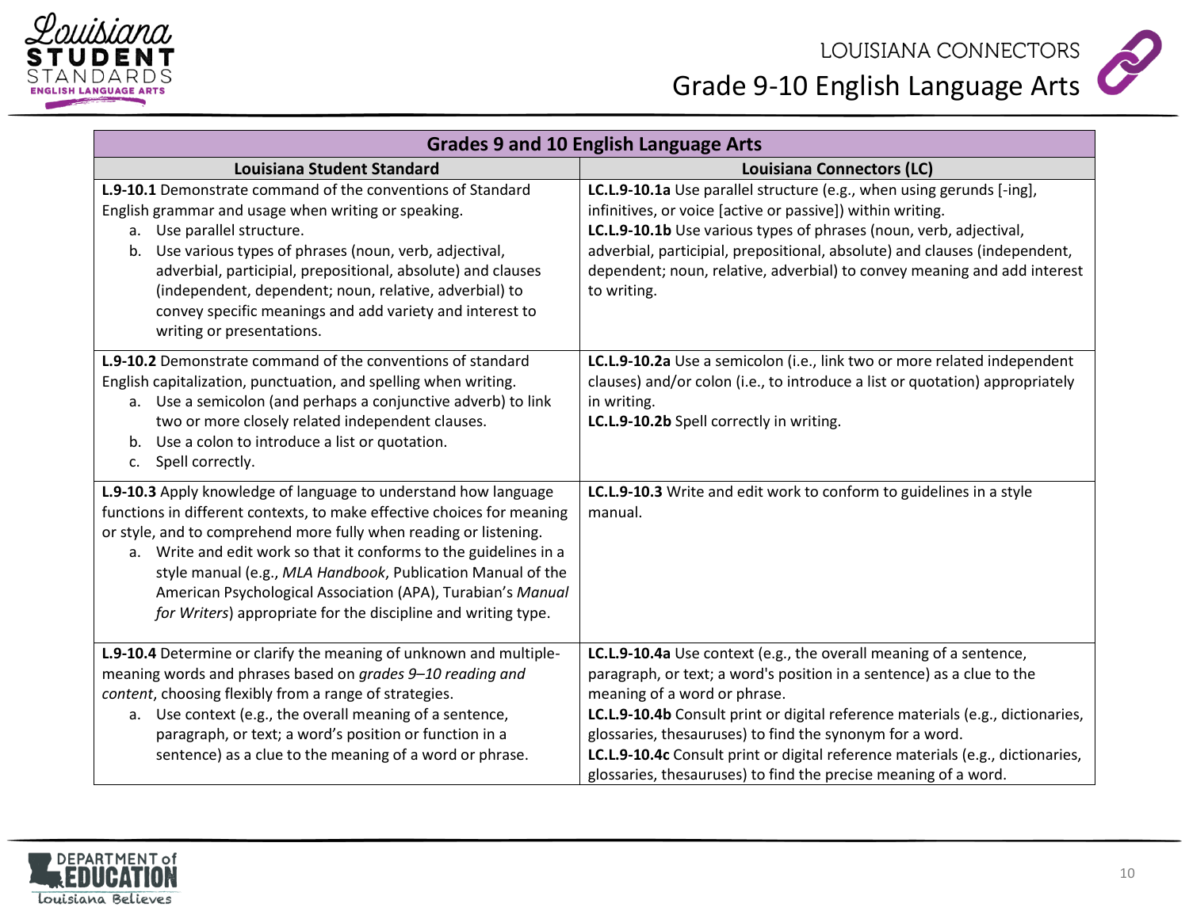| Grades 9 and 10 English Language Arts | |
|---|---|
| **Louisiana Student Standard** | **Louisiana Connectors (LC)** |
| **L.9-10.1** Demonstrate command of the conventions of Standard English grammar and usage when writing or speaking.<br>a. Use parallel structure.<br>b. Use various types of phrases (noun, verb, adjectival, adverbial, participial, prepositional, absolute) and clauses (independent, dependent; noun, relative, adverbial) to convey specific meanings and add variety and interest to writing or presentations. | **LC.L.9-10.1a** Use parallel structure (e.g., when using gerunds [-ing], infinitives, or voice [active or passive]) within writing.<br>**LC.L.9-10.1b** Use various types of phrases (noun, verb, adjectival, adverbial, participial, prepositional, absolute) and clauses (independent, dependent; noun, relative, adverbial) to convey meaning and add interest to writing. |
| **L.9-10.2** Demonstrate command of the conventions of standard English capitalization, punctuation, and spelling when writing.<br>a. Use a semicolon (and perhaps a conjunctive adverb) to link two or more closely related independent clauses.<br>b. Use a colon to introduce a list or quotation.<br>c. Spell correctly. | **LC.L.9-10.2a** Use a semicolon (i.e., link two or more related independent clauses) and/or colon (i.e., to introduce a list or quotation) appropriately in writing.<br>**LC.L.9-10.2b** Spell correctly in writing. |
| **L.9-10.3** Apply knowledge of language to understand how language functions in different contexts, to make effective choices for meaning or style, and to comprehend more fully when reading or listening.<br>a. Write and edit work so that it conforms to the guidelines in a style manual (e.g., *MLA Handbook*, Publication Manual of the American Psychological Association (APA), Turabian's *Manual for Writers*) appropriate for the discipline and writing type. | **LC.L.9-10.3** Write and edit work to conform to guidelines in a style manual. |
| **L.9-10.4** Determine or clarify the meaning of unknown and multiple-meaning words and phrases based on *grades 9–10 reading and content*, choosing flexibly from a range of strategies.<br>a. Use context (e.g., the overall meaning of a sentence, paragraph, or text; a word's position or function in a sentence) as a clue to the meaning of a word or phrase. | **LC.L.9-10.4a** Use context (e.g., the overall meaning of a sentence, paragraph, or text; a word's position in a sentence) as a clue to the meaning of a word or phrase.<br>**LC.L.9-10.4b** Consult print or digital reference materials (e.g., dictionaries, glossaries, thesauruses) to find the synonym for a word.<br>**LC.L.9-10.4c** Consult print or digital reference materials (e.g., dictionaries, glossaries, thesauruses) to find the precise meaning of a word. |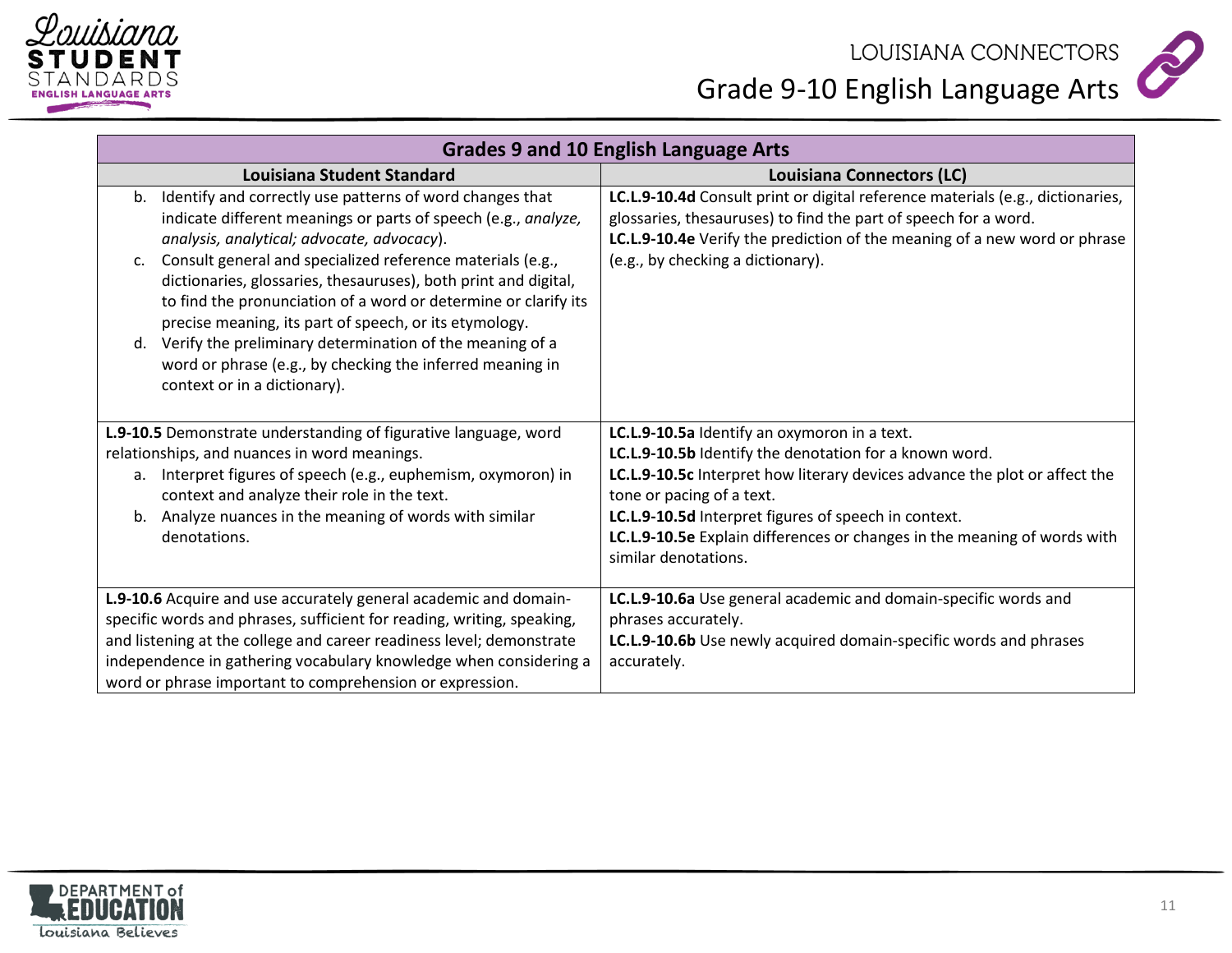| Grades 9 and 10 English Language Arts | |
|---|---|
| **Louisiana Student Standard** | **Louisiana Connectors (LC)** |
| b. Identify and correctly use patterns of word changes that indicate different meanings or parts of speech (e.g., *analyze, analysis, analytical; advocate, advocacy*).<br>c. Consult general and specialized reference materials (e.g., dictionaries, glossaries, thesauruses), both print and digital, to find the pronunciation of a word or determine or clarify its precise meaning, its part of speech, or its etymology.<br>d. Verify the preliminary determination of the meaning of a word or phrase (e.g., by checking the inferred meaning in context or in a dictionary). | **LC.L.9-10.4d** Consult print or digital reference materials (e.g., dictionaries, glossaries, thesauruses) to find the part of speech for a word.<br>**LC.L.9-10.4e** Verify the prediction of the meaning of a new word or phrase (e.g., by checking a dictionary). |
| **L.9-10.5** Demonstrate understanding of figurative language, word relationships, and nuances in word meanings.<br>a. Interpret figures of speech (e.g., euphemism, oxymoron) in context and analyze their role in the text.<br>b. Analyze nuances in the meaning of words with similar denotations. | **LC.L.9-10.5a** Identify an oxymoron in a text.<br>**LC.L.9-10.5b** Identify the denotation for a known word.<br>**LC.L.9-10.5c** Interpret how literary devices advance the plot or affect the tone or pacing of a text.<br>**LC.L.9-10.5d** Interpret figures of speech in context.<br>**LC.L.9-10.5e** Explain differences or changes in the meaning of words with similar denotations. |
| **L.9-10.6** Acquire and use accurately general academic and domain-specific words and phrases, sufficient for reading, writing, speaking, and listening at the college and career readiness level; demonstrate independence in gathering vocabulary knowledge when considering a word or phrase important to comprehension or expression. | **LC.L.9-10.6a** Use general academic and domain-specific words and phrases accurately.<br>**LC.L.9-10.6b** Use newly acquired domain-specific words and phrases accurately. |